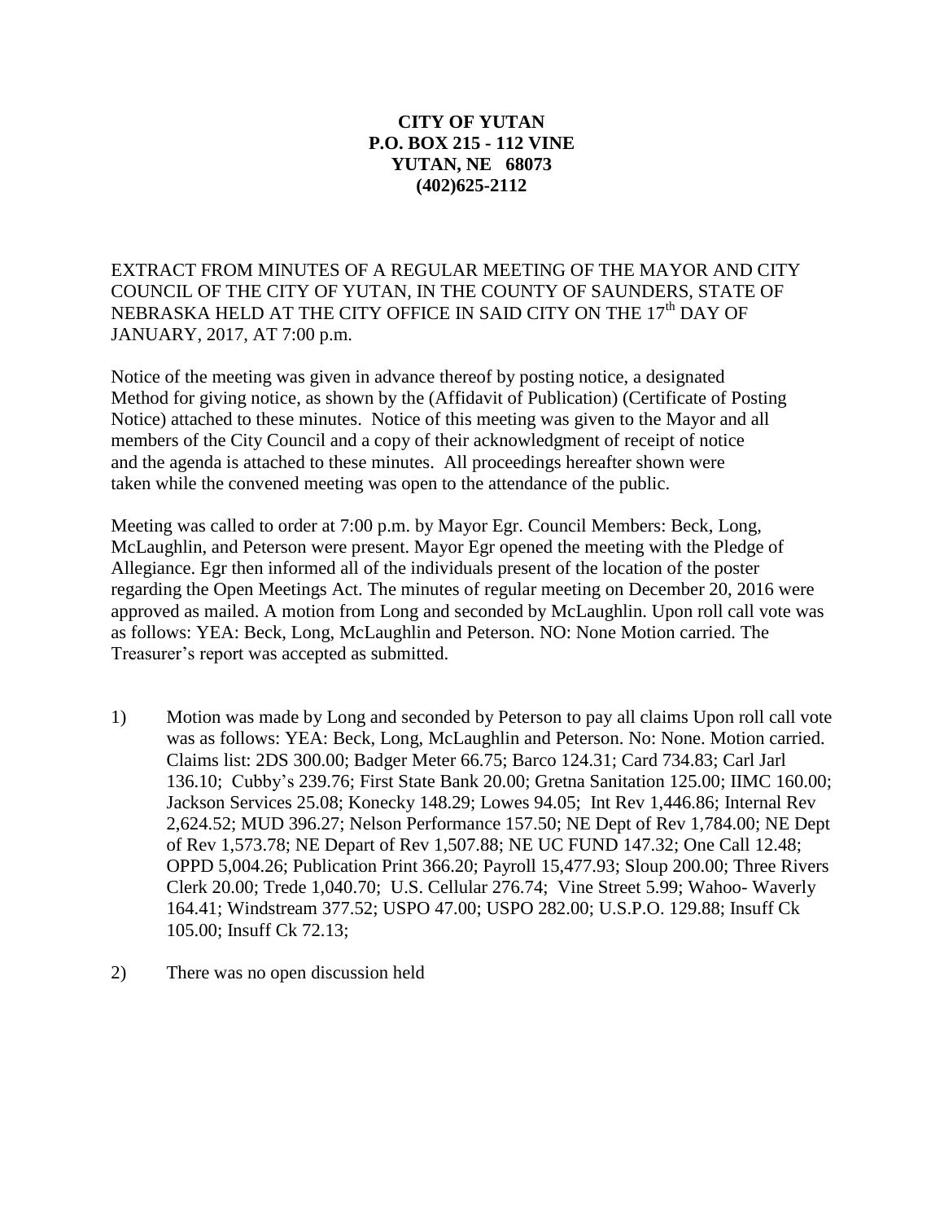**CITY OF YUTAN**
**P.O. BOX 215 - 112 VINE**
**YUTAN, NE 68073**
**(402)625-2112**

EXTRACT FROM MINUTES OF A REGULAR MEETING OF THE MAYOR AND CITY COUNCIL OF THE CITY OF YUTAN, IN THE COUNTY OF SAUNDERS, STATE OF NEBRASKA HELD AT THE CITY OFFICE IN SAID CITY ON THE 17th DAY OF JANUARY, 2017, AT 7:00 p.m.

Notice of the meeting was given in advance thereof by posting notice, a designated Method for giving notice, as shown by the (Affidavit of Publication) (Certificate of Posting Notice) attached to these minutes. Notice of this meeting was given to the Mayor and all members of the City Council and a copy of their acknowledgment of receipt of notice and the agenda is attached to these minutes. All proceedings hereafter shown were taken while the convened meeting was open to the attendance of the public.

Meeting was called to order at 7:00 p.m. by Mayor Egr. Council Members: Beck, Long, McLaughlin, and Peterson were present. Mayor Egr opened the meeting with the Pledge of Allegiance. Egr then informed all of the individuals present of the location of the poster regarding the Open Meetings Act. The minutes of regular meeting on December 20, 2016 were approved as mailed. A motion from Long and seconded by McLaughlin. Upon roll call vote was as follows: YEA: Beck, Long, McLaughlin and Peterson. NO: None Motion carried. The Treasurer's report was accepted as submitted.

1) Motion was made by Long and seconded by Peterson to pay all claims Upon roll call vote was as follows: YEA: Beck, Long, McLaughlin and Peterson. No: None. Motion carried. Claims list: 2DS 300.00; Badger Meter 66.75; Barco 124.31; Card 734.83; Carl Jarl 136.10; Cubby's 239.76; First State Bank 20.00; Gretna Sanitation 125.00; IIMC 160.00; Jackson Services 25.08; Konecky 148.29; Lowes 94.05; Int Rev 1,446.86; Internal Rev 2,624.52; MUD 396.27; Nelson Performance 157.50; NE Dept of Rev 1,784.00; NE Dept of Rev 1,573.78; NE Depart of Rev 1,507.88; NE UC FUND 147.32; One Call 12.48; OPPD 5,004.26; Publication Print 366.20; Payroll 15,477.93; Sloup 200.00; Three Rivers Clerk 20.00; Trede 1,040.70; U.S. Cellular 276.74; Vine Street 5.99; Wahoo- Waverly 164.41; Windstream 377.52; USPO 47.00; USPO 282.00; U.S.P.O. 129.88; Insuff Ck 105.00; Insuff Ck 72.13;

2) There was no open discussion held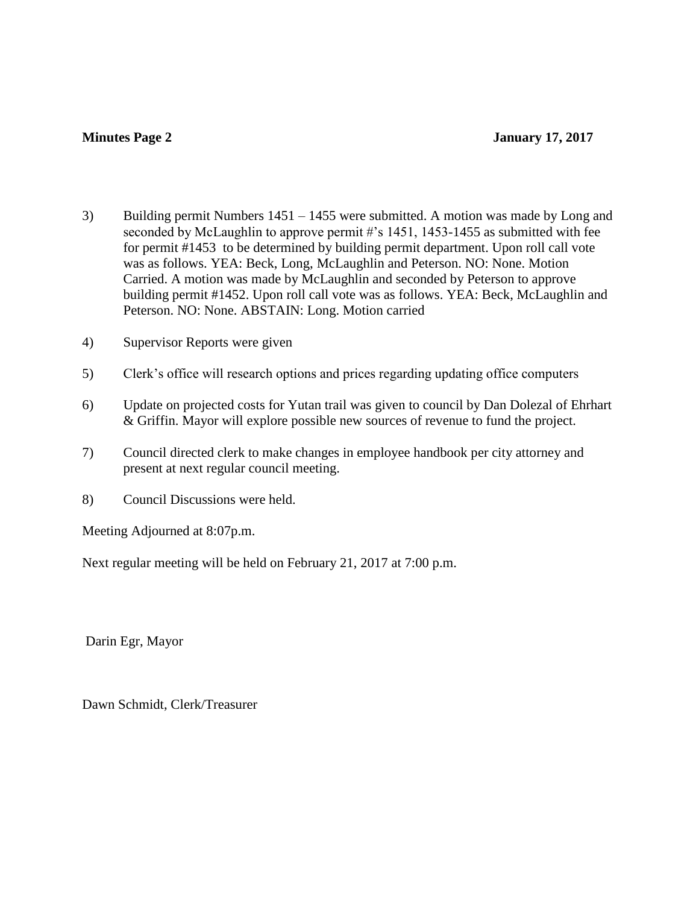3) Building permit Numbers 1451 – 1455 were submitted. A motion was made by Long and seconded by McLaughlin to approve permit #'s 1451, 1453-1455 as submitted with fee for permit #1453 to be determined by building permit department. Upon roll call vote was as follows. YEA: Beck, Long, McLaughlin and Peterson. NO: None. Motion Carried. A motion was made by McLaughlin and seconded by Peterson to approve building permit #1452. Upon roll call vote was as follows. YEA: Beck, McLaughlin and Peterson. NO: None. ABSTAIN: Long. Motion carried

4) Supervisor Reports were given

5) Clerk's office will research options and prices regarding updating office computers

6) Update on projected costs for Yutan trail was given to council by Dan Dolezal of Ehrhart & Griffin. Mayor will explore possible new sources of revenue to fund the project.

7) Council directed clerk to make changes in employee handbook per city attorney and present at next regular council meeting.

8) Council Discussions were held.

Meeting Adjourned at 8:07p.m.

Next regular meeting will be held on February 21, 2017 at 7:00 p.m.

Darin Egr, Mayor

Dawn Schmidt, Clerk/Treasurer